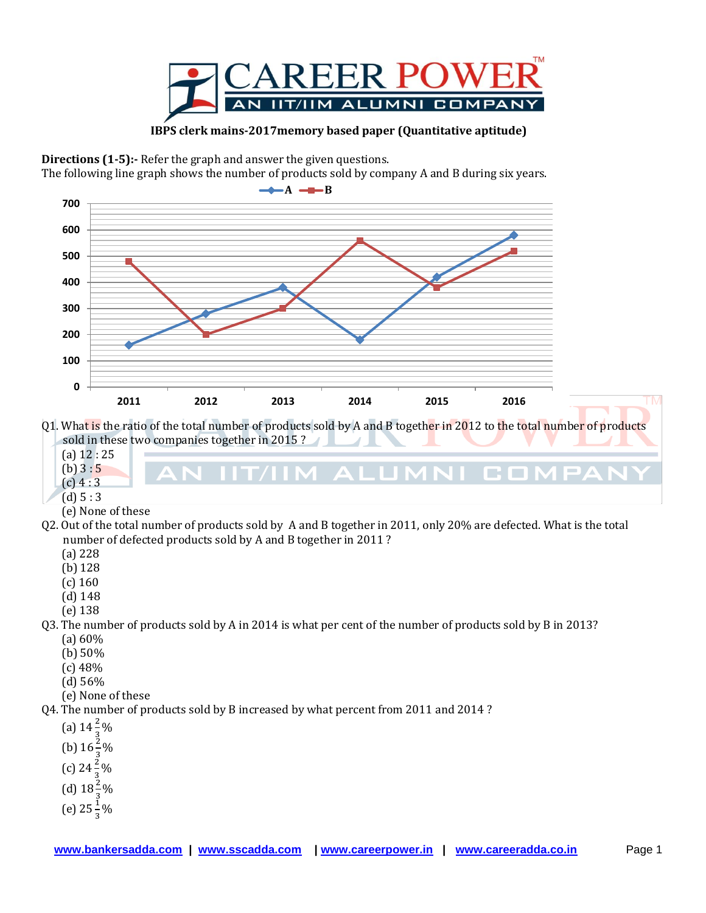**IBPS clerk mains-2017memory based paper (Quantitative aptitude)**

**Directions (1-5):-** Refer the graph and answer the given questions.
The following line graph shows the number of products sold by company A and B during six years.

Q1. What is the ratio of the total number of products sold by A and B together in 2012 to the total number of products sold in these two companies together in 2015 ?
(a) 12 : 25
(b) 3 : 5
(c) 4 : 3
(d) 5 : 3
(e) None of these

Q2. Out of the total number of products sold by A and B together in 2011, only 20% are defected. What is the total number of defected products sold by A and B together in 2011 ?
(a) 228
(b) 128
(c) 160
(d) 148
(e) 138

Q3. The number of products sold by A in 2014 is what per cent of the number of products sold by B in 2013?
(a) 60%
(b) 50%
(c) 48%
(d) 56%
(e) None of these

Q4. The number of products sold by B increased by what percent from 2011 and 2014 ?
(a) $14\frac{2}{3}\%$
(b) $16\frac{2}{3}\%$
(c) $24\frac{2}{3}\%$
(d) $18\frac{2}{3}\%$
(e) $25\frac{1}{3}\%$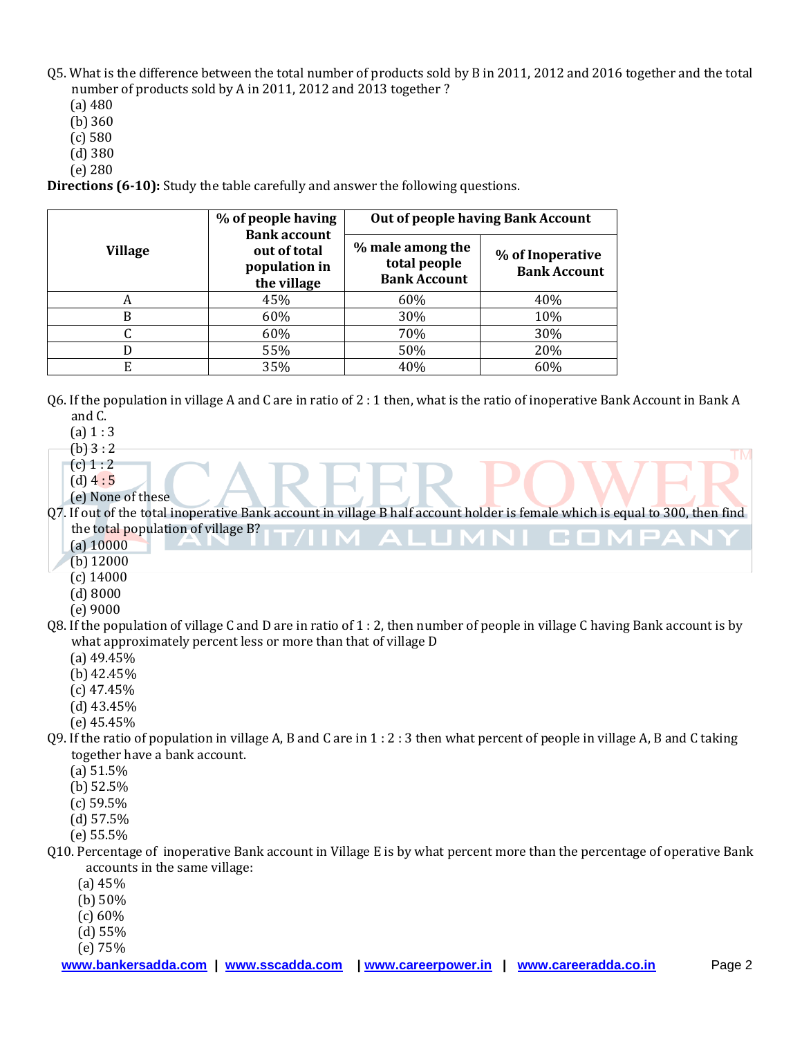Q5. What is the difference between the total number of products sold by B in 2011, 2012 and 2016 together and the total number of products sold by A in 2011, 2012 and 2013 together ?

(a) 480
(b) 360
(c) 580
(d) 380
(e) 280

**Directions (6-10):** Study the table carefully and answer the following questions.

| Village | % of people having Bank account out of total population in the village | Out of people having Bank Account | |
|---|---|---|---|
| | | % male among the total people Bank Account | % of Inoperative Bank Account |
| A | 45% | 60% | 40% |
| B | 60% | 30% | 10% |
| C | 60% | 70% | 30% |
| D | 55% | 50% | 20% |
| E | 35% | 40% | 60% |

Q6. If the population in village A and C are in ratio of 2 : 1 then, what is the ratio of inoperative Bank Account in Bank A and C.

(a) 1 : 3
(b) 3 : 2
(c) 1 : 2
(d) 4 : 5
(e) None of these

Q7. If out of the total inoperative Bank account in village B half account holder is female which is equal to 300, then find the total population of village B?

(a) 10000
(b) 12000
(c) 14000
(d) 8000
(e) 9000

Q8. If the population of village C and D are in ratio of 1 : 2, then number of people in village C having Bank account is by what approximately percent less or more than that of village D

(a) 49.45%
(b) 42.45%
(c) 47.45%
(d) 43.45%
(e) 45.45%

Q9. If the ratio of population in village A, B and C are in 1 : 2 : 3 then what percent of people in village A, B and C taking together have a bank account.

(a) 51.5%
(b) 52.5%
(c) 59.5%
(d) 57.5%
(e) 55.5%

Q10. Percentage of inoperative Bank account in Village E is by what percent more than the percentage of operative Bank accounts in the same village:

(a) 45%
(b) 50%
(c) 60%
(d) 55%
(e) 75%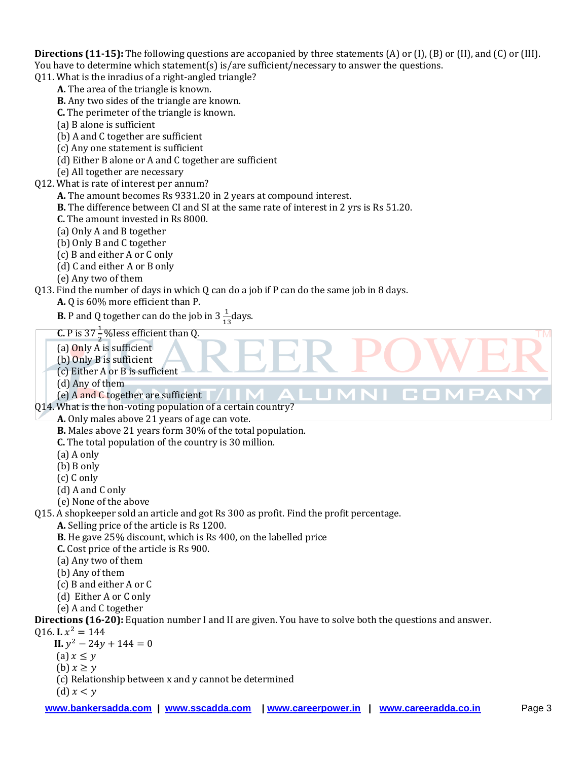**Directions (11-15):** The following questions are accompanied by three statements (A) or (I), (B) or (II), and (C) or (III). You have to determine which statement(s) is/are sufficient/necessary to answer the questions.

Q11. What is the inradius of a right-angled triangle?

**A.** The area of the triangle is known.
**B.** Any two sides of the triangle are known.
**C.** The perimeter of the triangle is known.

(a) B alone is sufficient
(b) A and C together are sufficient
(c) Any one statement is sufficient
(d) Either B alone or A and C together are sufficient
(e) All together are necessary

Q12. What is rate of interest per annum?

**A.** The amount becomes Rs 9331.20 in 2 years at compound interest.
**B.** The difference between CI and SI at the same rate of interest in 2 yrs is Rs 51.20.
**C.** The amount invested in Rs 8000.

(a) Only A and B together
(b) Only B and C together
(c) B and either A or C only
(d) C and either A or B only
(e) Any two of them

Q13. Find the number of days in which Q can do a job if P can do the same job in 8 days.

**A.** Q is 60% more efficient than P.
**B.** P and Q together can do the job in $3\frac{1}{13}$ days.
**C.** P is $37\frac{1}{2}$% less efficient than Q.

(a) Only A is sufficient
(b) Only B is sufficient
(c) Either A or B is sufficient
(d) Any of them
(e) A and C together are sufficient

Q14. What is the non-voting population of a certain country?

**A.** Only males above 21 years of age can vote.
**B.** Males above 21 years form 30% of the total population.
**C.** The total population of the country is 30 million.

(a) A only
(b) B only
(c) C only
(d) A and C only
(e) None of the above

Q15. A shopkeeper sold an article and got Rs 300 as profit. Find the profit percentage.

**A.** Selling price of the article is Rs 1200.
**B.** He gave 25% discount, which is Rs 400, on the labelled price
**C.** Cost price of the article is Rs 900.

(a) Any two of them
(b) Any of them
(c) B and either A or C
(d) Either A or C only
(e) A and C together

**Directions (16-20):** Equation number I and II are given. You have to solve both the questions and answer.

Q16. **I.** $x^2 = 144$
**II.** $y^2 - 24y + 144 = 0$

(a) $x \leq y$
(b) $x \geq y$
(c) Relationship between x and y cannot be determined
(d) $x < y$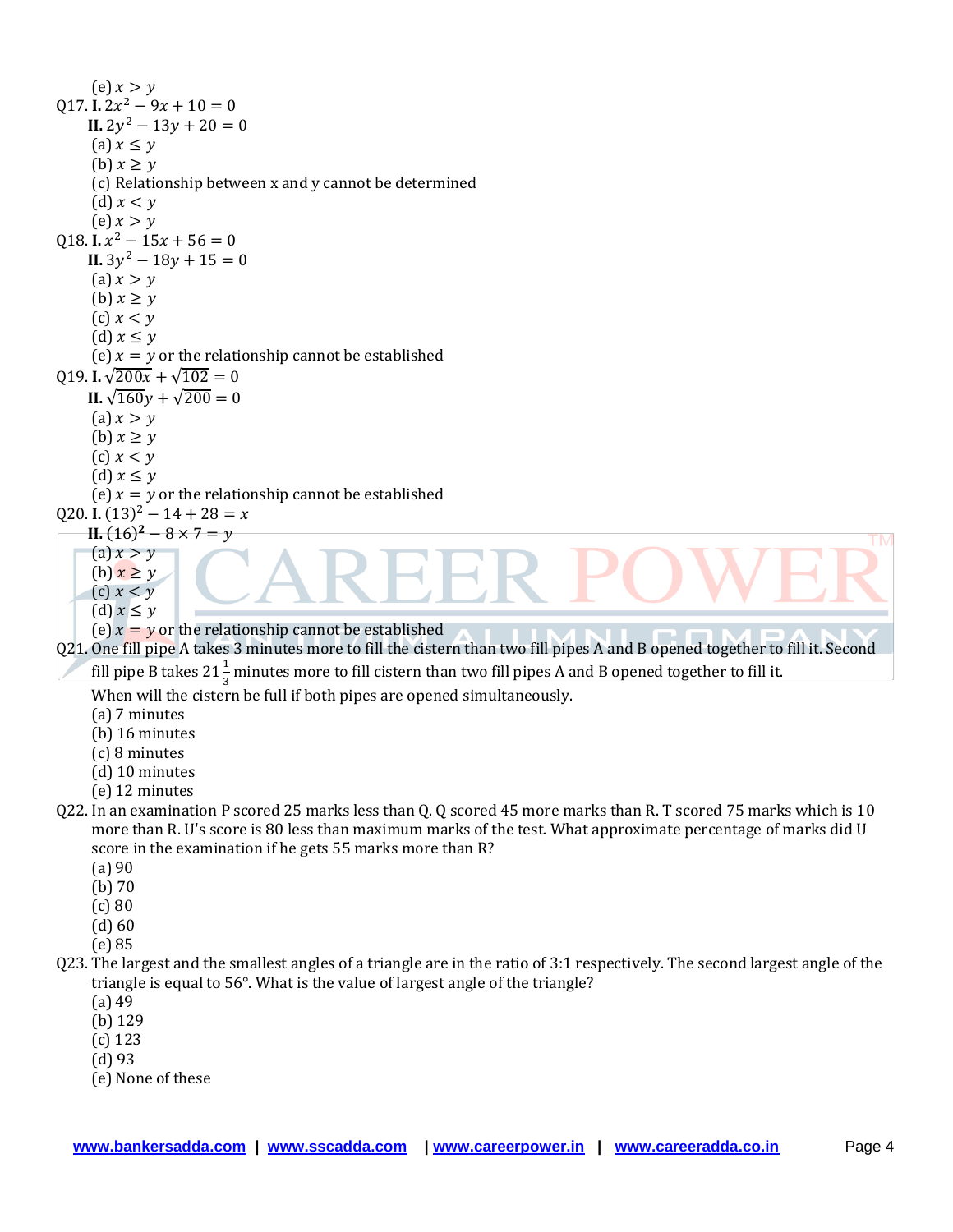(e) $x > y$

Q17. **I.** $2x^2 - 9x + 10 = 0$

**II.** $2y^2 - 13y + 20 = 0$

(a) $x \leq y$
(b) $x \geq y$
(c) Relationship between x and y cannot be determined
(d) $x < y$
(e) $x > y$

Q18. **I.** $x^2 - 15x + 56 = 0$

**II.** $3y^2 - 18y + 15 = 0$

(a) $x > y$
(b) $x \geq y$
(c) $x < y$
(d) $x \leq y$
(e) $x = y$ or the relationship cannot be established

Q19. **I.** $\sqrt{200x} + \sqrt{102} = 0$

**II.** $\sqrt{160}y + \sqrt{200} = 0$

(a) $x > y$
(b) $x \geq y$
(c) $x < y$
(d) $x \leq y$
(e) $x = y$ or the relationship cannot be established

Q20. **I.** $(13)^2 - 14 + 28 = x$

**II.** $(16)^2 - 8 \times 7 = y$

(a) $x > y$
(b) $x \geq y$
(c) $x < y$
(d) $x \leq y$
(e) $x = y$ or the relationship cannot be established

Q21. One fill pipe A takes 3 minutes more to fill the cistern than two fill pipes A and B opened together to fill it. Second fill pipe B takes $21\frac{1}{3}$ minutes more to fill cistern than two fill pipes A and B opened together to fill it. When will the cistern be full if both pipes are opened simultaneously.

(a) 7 minutes
(b) 16 minutes
(c) 8 minutes
(d) 10 minutes
(e) 12 minutes

Q22. In an examination P scored 25 marks less than Q. Q scored 45 more marks than R. T scored 75 marks which is 10 more than R. U's score is 80 less than maximum marks of the test. What approximate percentage of marks did U score in the examination if he gets 55 marks more than R?

(a) 90
(b) 70
(c) 80
(d) 60
(e) 85

Q23. The largest and the smallest angles of a triangle are in the ratio of 3:1 respectively. The second largest angle of the triangle is equal to 56°. What is the value of largest angle of the triangle?

(a) 49
(b) 129
(c) 123
(d) 93
(e) None of these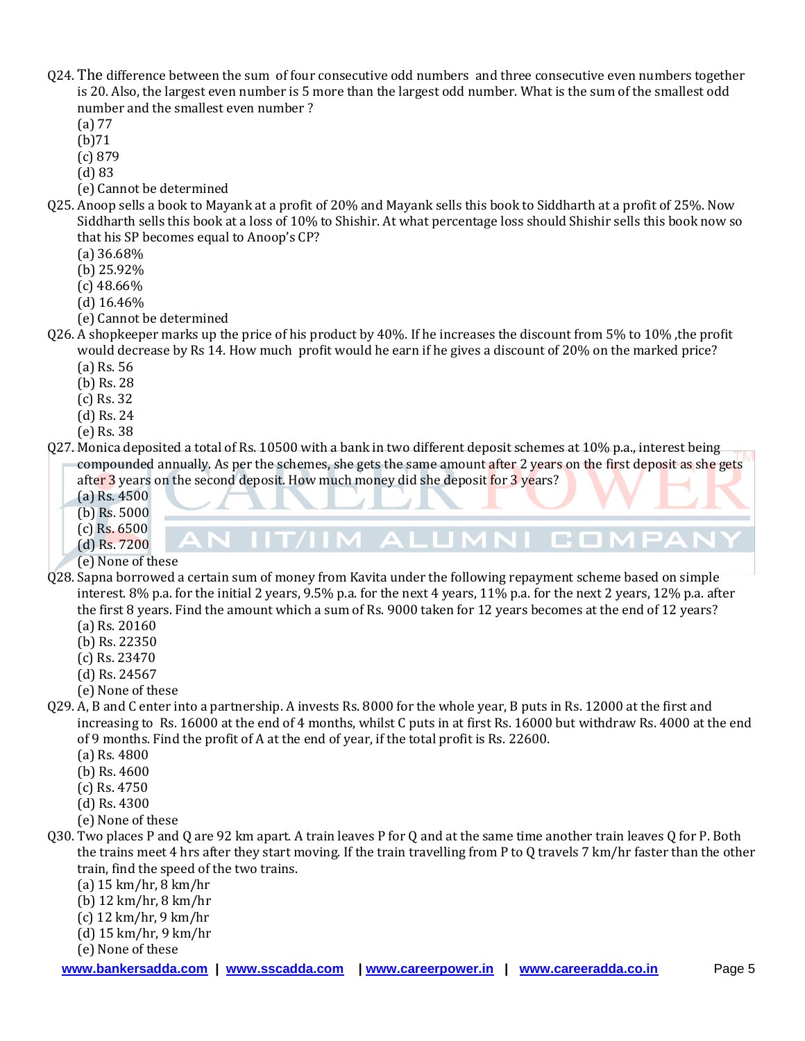Q24. The difference between the sum of four consecutive odd numbers and three consecutive even numbers together is 20. Also, the largest even number is 5 more than the largest odd number. What is the sum of the smallest odd number and the smallest even number ?

(a) 77
(b)71
(c) 879
(d) 83
(e) Cannot be determined

Q25. Anoop sells a book to Mayank at a profit of 20% and Mayank sells this book to Siddharth at a profit of 25%. Now Siddharth sells this book at a loss of 10% to Shishir. At what percentage loss should Shishir sells this book now so that his SP becomes equal to Anoop's CP?

(a) 36.68%
(b) 25.92%
(c) 48.66%
(d) 16.46%
(e) Cannot be determined

Q26. A shopkeeper marks up the price of his product by 40%. If he increases the discount from 5% to 10% ,the profit would decrease by Rs 14. How much profit would he earn if he gives a discount of 20% on the marked price?

(a) Rs. 56
(b) Rs. 28
(c) Rs. 32
(d) Rs. 24
(e) Rs. 38

Q27. Monica deposited a total of Rs. 10500 with a bank in two different deposit schemes at 10% p.a., interest being compounded annually. As per the schemes, she gets the same amount after 2 years on the first deposit as she gets after 3 years on the second deposit. How much money did she deposit for 3 years?

(a) Rs. 4500
(b) Rs. 5000
(c) Rs. 6500
(d) Rs. 7200
(e) None of these

Q28. Sapna borrowed a certain sum of money from Kavita under the following repayment scheme based on simple interest. 8% p.a. for the initial 2 years, 9.5% p.a. for the next 4 years, 11% p.a. for the next 2 years, 12% p.a. after the first 8 years. Find the amount which a sum of Rs. 9000 taken for 12 years becomes at the end of 12 years?

(a) Rs. 20160
(b) Rs. 22350
(c) Rs. 23470
(d) Rs. 24567
(e) None of these

Q29. A, B and C enter into a partnership. A invests Rs. 8000 for the whole year, B puts in Rs. 12000 at the first and increasing to Rs. 16000 at the end of 4 months, whilst C puts in at first Rs. 16000 but withdraw Rs. 4000 at the end of 9 months. Find the profit of A at the end of year, if the total profit is Rs. 22600.

(a) Rs. 4800
(b) Rs. 4600
(c) Rs. 4750
(d) Rs. 4300
(e) None of these

Q30. Two places P and Q are 92 km apart. A train leaves P for Q and at the same time another train leaves Q for P. Both the trains meet 4 hrs after they start moving. If the train travelling from P to Q travels 7 km/hr faster than the other train, find the speed of the two trains.

(a) 15 km/hr, 8 km/hr
(b) 12 km/hr, 8 km/hr
(c) 12 km/hr, 9 km/hr
(d) 15 km/hr, 9 km/hr
(e) None of these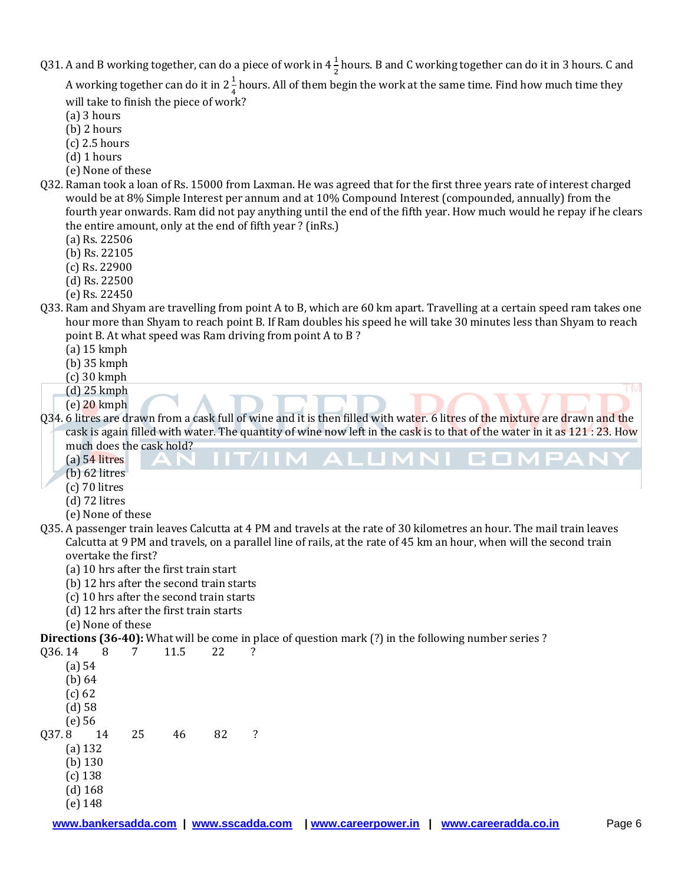Q31. A and B working together, can do a piece of work in $4\frac{1}{2}$ hours. B and C working together can do it in 3 hours. C and A working together can do it in $2\frac{1}{4}$ hours. All of them begin the work at the same time. Find how much time they will take to finish the piece of work?

(a) 3 hours
(b) 2 hours
(c) 2.5 hours
(d) 1 hours
(e) None of these

Q32. Raman took a loan of Rs. 15000 from Laxman. He was agreed that for the first three years rate of interest charged would be at 8% Simple Interest per annum and at 10% Compound Interest (compounded, annually) from the fourth year onwards. Ram did not pay anything until the end of the fifth year. How much would he repay if he clears the entire amount, only at the end of fifth year ? (inRs.)

(a) Rs. 22506
(b) Rs. 22105
(c) Rs. 22900
(d) Rs. 22500
(e) Rs. 22450

Q33. Ram and Shyam are travelling from point A to B, which are 60 km apart. Travelling at a certain speed ram takes one hour more than Shyam to reach point B. If Ram doubles his speed he will take 30 minutes less than Shyam to reach point B. At what speed was Ram driving from point A to B ?

(a) 15 kmph
(b) 35 kmph
(c) 30 kmph
(d) 25 kmph
(e) 20 kmph

Q34. 6 litres are drawn from a cask full of wine and it is then filled with water. 6 litres of the mixture are drawn and the cask is again filled with water. The quantity of wine now left in the cask is to that of the water in it as 121 : 23. How much does the cask hold?

(a) 54 litres
(b) 62 litres
(c) 70 litres
(d) 72 litres
(e) None of these

Q35. A passenger train leaves Calcutta at 4 PM and travels at the rate of 30 kilometres an hour. The mail train leaves Calcutta at 9 PM and travels, on a parallel line of rails, at the rate of 45 km an hour, when will the second train overtake the first?

(a) 10 hrs after the first train start
(b) 12 hrs after the second train starts
(c) 10 hrs after the second train starts
(d) 12 hrs after the first train starts
(e) None of these

**Directions (36-40):** What will be come in place of question mark (?) in the following number series ?

Q36. 14  8  7  11.5  22  ?

(a) 54
(b) 64
(c) 62
(d) 58
(e) 56

Q37. 8  14  25  46  82  ?

(a) 132
(b) 130
(c) 138
(d) 168
(e) 148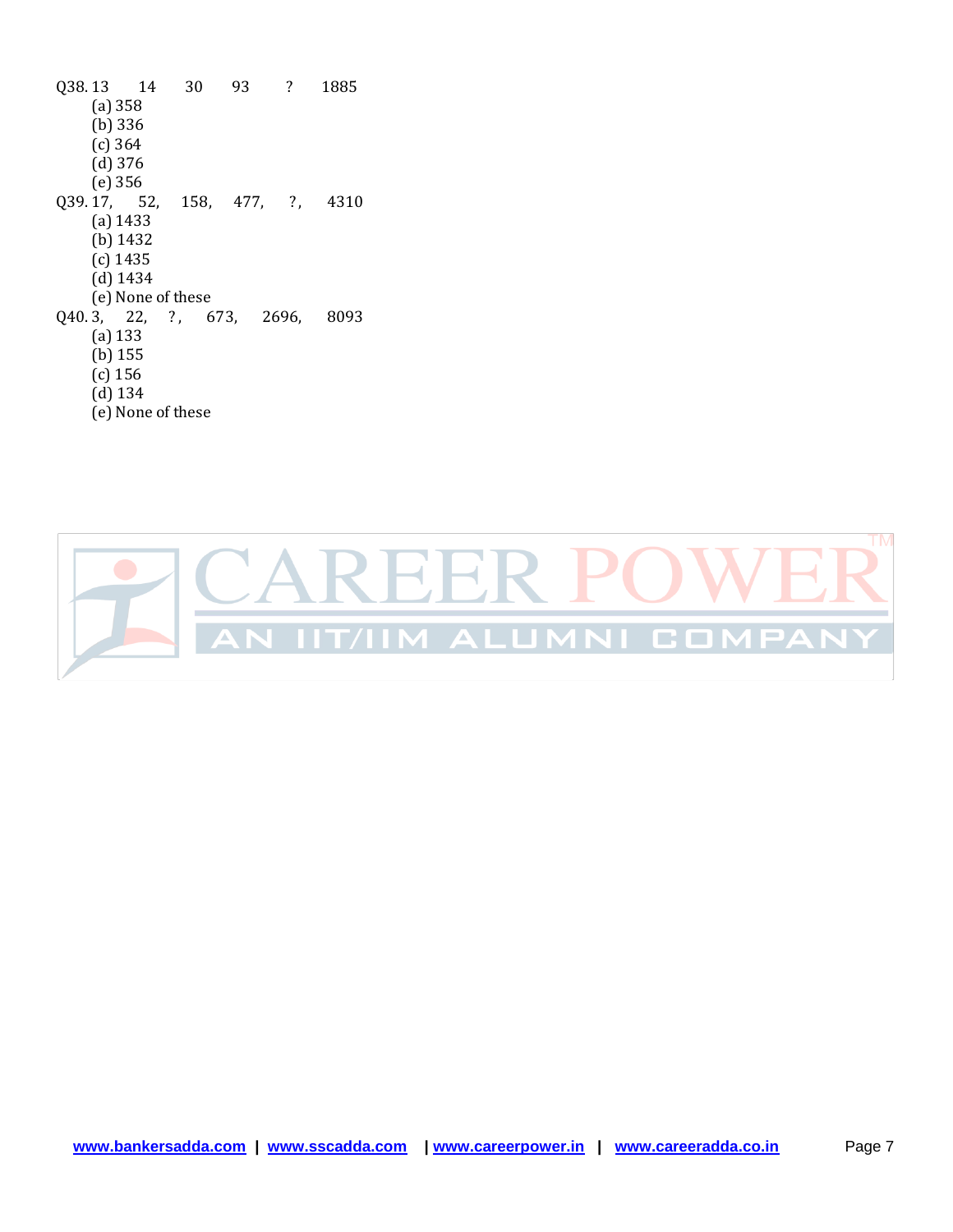Q38. 13 14 30 93 ? 1885

(a) 358
(b) 336
(c) 364
(d) 376
(e) 356

Q39. 17, 52, 158, 477, ?, 4310

(a) 1433
(b) 1432
(c) 1435
(d) 1434
(e) None of these

Q40. 3, 22, ?, 673, 2696, 8093

(a) 133
(b) 155
(c) 156
(d) 134
(e) None of these